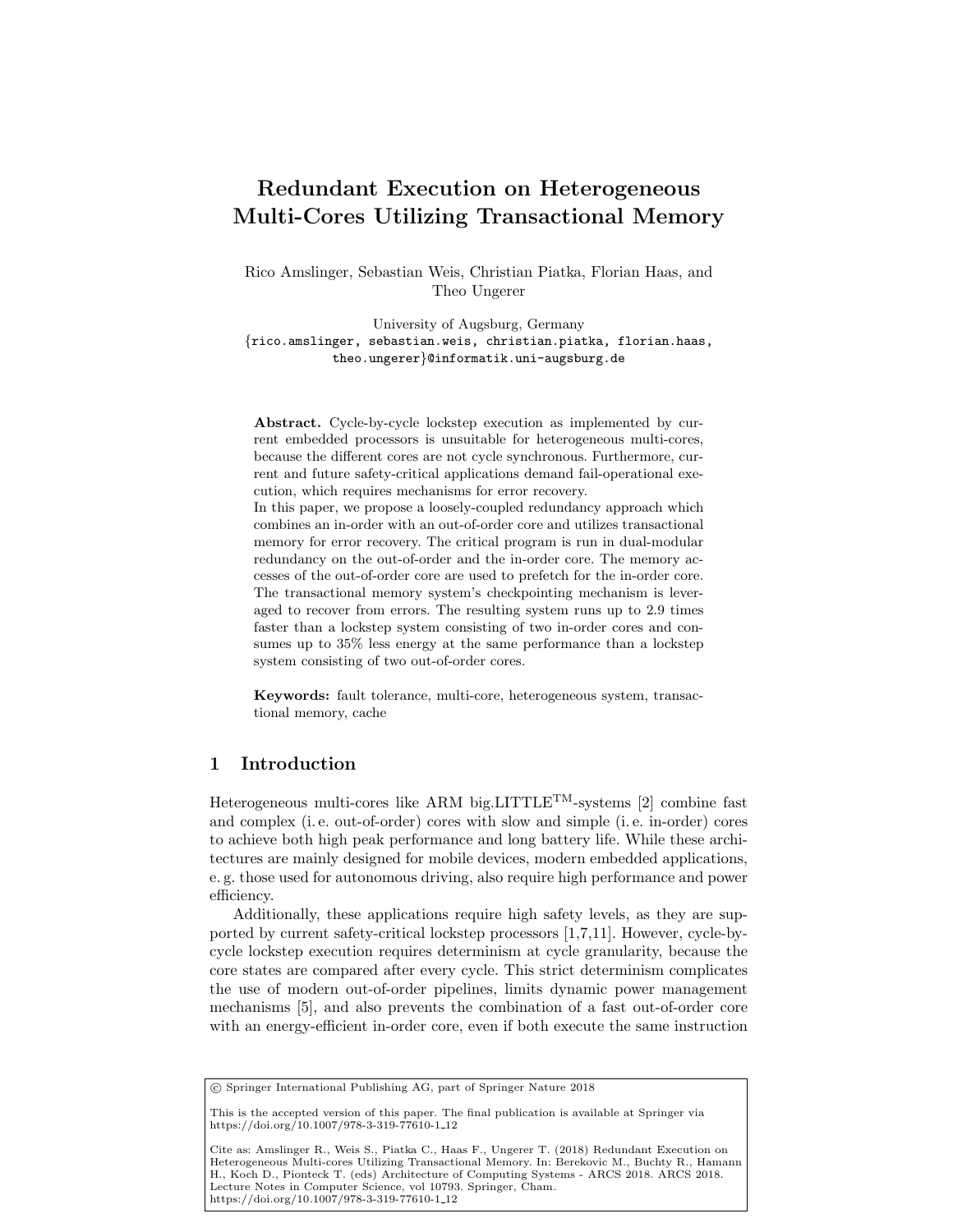# Redundant Execution on Heterogeneous Multi-Cores Utilizing Transactional Memory

Rico Amslinger, Sebastian Weis, Christian Piatka, Florian Haas, and Theo Ungerer

University of Augsburg, Germany
{rico.amslinger, sebastian.weis, christian.piatka, florian.haas, theo.ungerer}@informatik.uni-augsburg.de

**Abstract.** Cycle-by-cycle lockstep execution as implemented by current embedded processors is unsuitable for heterogeneous multi-cores, because the different cores are not cycle synchronous. Furthermore, current and future safety-critical applications demand fail-operational execution, which requires mechanisms for error recovery.
In this paper, we propose a loosely-coupled redundancy approach which combines an in-order with an out-of-order core and utilizes transactional memory for error recovery. The critical program is run in dual-modular redundancy on the out-of-order and the in-order core. The memory accesses of the out-of-order core are used to prefetch for the in-order core. The transactional memory system's checkpointing mechanism is leveraged to recover from errors. The resulting system runs up to 2.9 times faster than a lockstep system consisting of two in-order cores and consumes up to 35% less energy at the same performance than a lockstep system consisting of two out-of-order cores.

**Keywords:** fault tolerance, multi-core, heterogeneous system, transactional memory, cache

## 1 Introduction

Heterogeneous multi-cores like ARM big.LITTLE$^{TM}$-systems [2] combine fast and complex (i. e. out-of-order) cores with slow and simple (i. e. in-order) cores to achieve both high peak performance and long battery life. While these architectures are mainly designed for mobile devices, modern embedded applications, e. g. those used for autonomous driving, also require high performance and power efficiency.

Additionally, these applications require high safety levels, as they are supported by current safety-critical lockstep processors [1,7,11]. However, cycle-by-cycle lockstep execution requires determinism at cycle granularity, because the core states are compared after every cycle. This strict determinism complicates the use of modern out-of-order pipelines, limits dynamic power management mechanisms [5], and also prevents the combination of a fast out-of-order core with an energy-efficient in-order core, even if both execute the same instruction

© Springer International Publishing AG, part of Springer Nature 2018

This is the accepted version of this paper. The final publication is available at Springer via https://doi.org/10.1007/978-3-319-77610-1_12

Cite as: Amslinger R., Weis S., Piatka C., Haas F., Ungerer T. (2018) Redundant Execution on Heterogeneous Multi-cores Utilizing Transactional Memory. In: Berekovic M., Buchty R., Hamann H., Koch D., Pionteck T. (eds) Architecture of Computing Systems - ARCS 2018. ARCS 2018. Lecture Notes in Computer Science, vol 10793. Springer, Cham. https://doi.org/10.1007/978-3-319-77610-1_12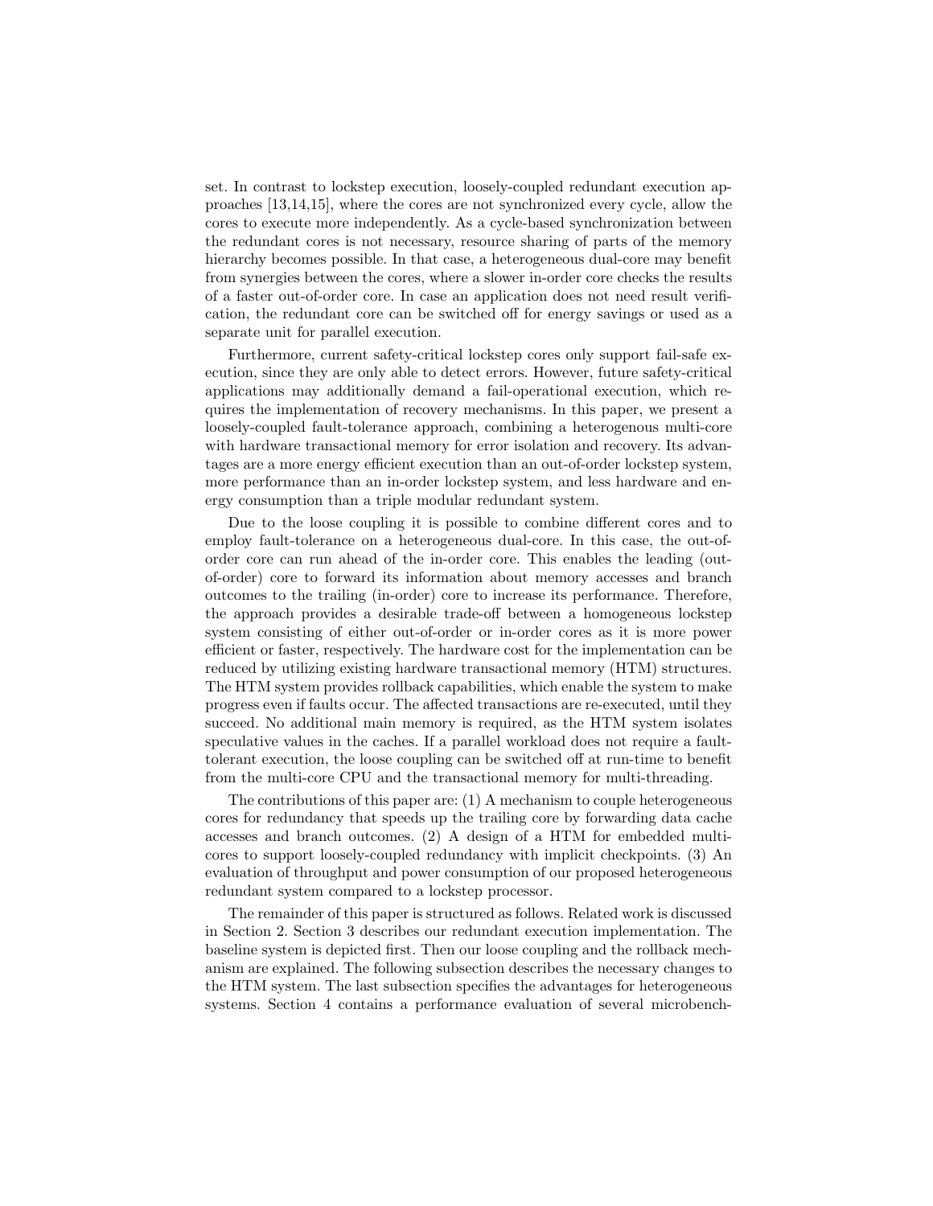set. In contrast to lockstep execution, loosely-coupled redundant execution approaches [13,14,15], where the cores are not synchronized every cycle, allow the cores to execute more independently. As a cycle-based synchronization between the redundant cores is not necessary, resource sharing of parts of the memory hierarchy becomes possible. In that case, a heterogeneous dual-core may benefit from synergies between the cores, where a slower in-order core checks the results of a faster out-of-order core. In case an application does not need result verification, the redundant core can be switched off for energy savings or used as a separate unit for parallel execution.

Furthermore, current safety-critical lockstep cores only support fail-safe execution, since they are only able to detect errors. However, future safety-critical applications may additionally demand a fail-operational execution, which requires the implementation of recovery mechanisms. In this paper, we present a loosely-coupled fault-tolerance approach, combining a heterogenous multi-core with hardware transactional memory for error isolation and recovery. Its advantages are a more energy efficient execution than an out-of-order lockstep system, more performance than an in-order lockstep system, and less hardware and energy consumption than a triple modular redundant system.

Due to the loose coupling it is possible to combine different cores and to employ fault-tolerance on a heterogeneous dual-core. In this case, the out-of-order core can run ahead of the in-order core. This enables the leading (out-of-order) core to forward its information about memory accesses and branch outcomes to the trailing (in-order) core to increase its performance. Therefore, the approach provides a desirable trade-off between a homogeneous lockstep system consisting of either out-of-order or in-order cores as it is more power efficient or faster, respectively. The hardware cost for the implementation can be reduced by utilizing existing hardware transactional memory (HTM) structures. The HTM system provides rollback capabilities, which enable the system to make progress even if faults occur. The affected transactions are re-executed, until they succeed. No additional main memory is required, as the HTM system isolates speculative values in the caches. If a parallel workload does not require a fault-tolerant execution, the loose coupling can be switched off at run-time to benefit from the multi-core CPU and the transactional memory for multi-threading.

The contributions of this paper are: (1) A mechanism to couple heterogeneous cores for redundancy that speeds up the trailing core by forwarding data cache accesses and branch outcomes. (2) A design of a HTM for embedded multi-cores to support loosely-coupled redundancy with implicit checkpoints. (3) An evaluation of throughput and power consumption of our proposed heterogeneous redundant system compared to a lockstep processor.

The remainder of this paper is structured as follows. Related work is discussed in Section 2. Section 3 describes our redundant execution implementation. The baseline system is depicted first. Then our loose coupling and the rollback mechanism are explained. The following subsection describes the necessary changes to the HTM system. The last subsection specifies the advantages for heterogeneous systems. Section 4 contains a performance evaluation of several microbench-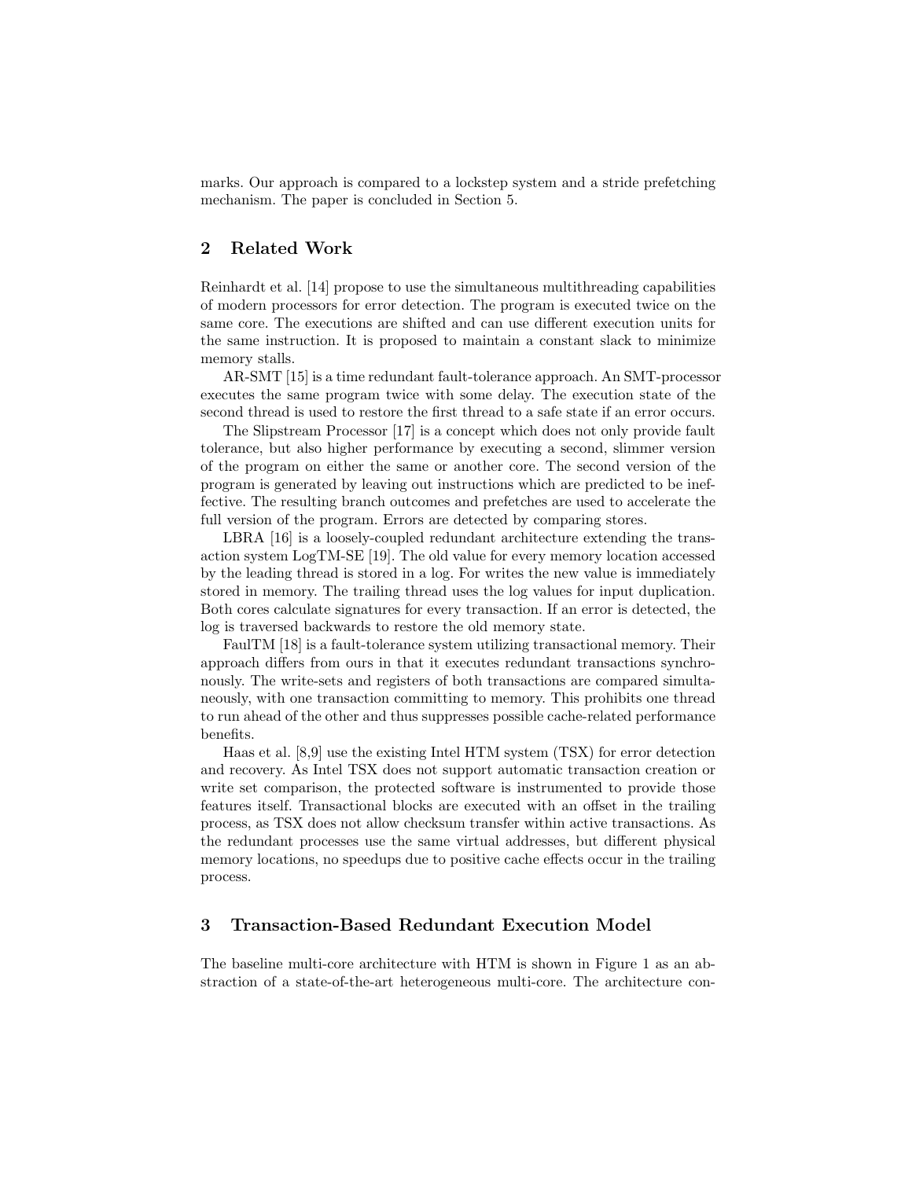marks. Our approach is compared to a lockstep system and a stride prefetching mechanism. The paper is concluded in Section 5.

## 2 Related Work

Reinhardt et al. [14] propose to use the simultaneous multithreading capabilities of modern processors for error detection. The program is executed twice on the same core. The executions are shifted and can use different execution units for the same instruction. It is proposed to maintain a constant slack to minimize memory stalls.

AR-SMT [15] is a time redundant fault-tolerance approach. An SMT-processor executes the same program twice with some delay. The execution state of the second thread is used to restore the first thread to a safe state if an error occurs.

The Slipstream Processor [17] is a concept which does not only provide fault tolerance, but also higher performance by executing a second, slimmer version of the program on either the same or another core. The second version of the program is generated by leaving out instructions which are predicted to be ineffective. The resulting branch outcomes and prefetches are used to accelerate the full version of the program. Errors are detected by comparing stores.

LBRA [16] is a loosely-coupled redundant architecture extending the transaction system LogTM-SE [19]. The old value for every memory location accessed by the leading thread is stored in a log. For writes the new value is immediately stored in memory. The trailing thread uses the log values for input duplication. Both cores calculate signatures for every transaction. If an error is detected, the log is traversed backwards to restore the old memory state.

FaulTM [18] is a fault-tolerance system utilizing transactional memory. Their approach differs from ours in that it executes redundant transactions synchronously. The write-sets and registers of both transactions are compared simultaneously, with one transaction committing to memory. This prohibits one thread to run ahead of the other and thus suppresses possible cache-related performance benefits.

Haas et al. [8,9] use the existing Intel HTM system (TSX) for error detection and recovery. As Intel TSX does not support automatic transaction creation or write set comparison, the protected software is instrumented to provide those features itself. Transactional blocks are executed with an offset in the trailing process, as TSX does not allow checksum transfer within active transactions. As the redundant processes use the same virtual addresses, but different physical memory locations, no speedups due to positive cache effects occur in the trailing process.

## 3 Transaction-Based Redundant Execution Model

The baseline multi-core architecture with HTM is shown in Figure 1 as an abstraction of a state-of-the-art heterogeneous multi-core. The architecture con-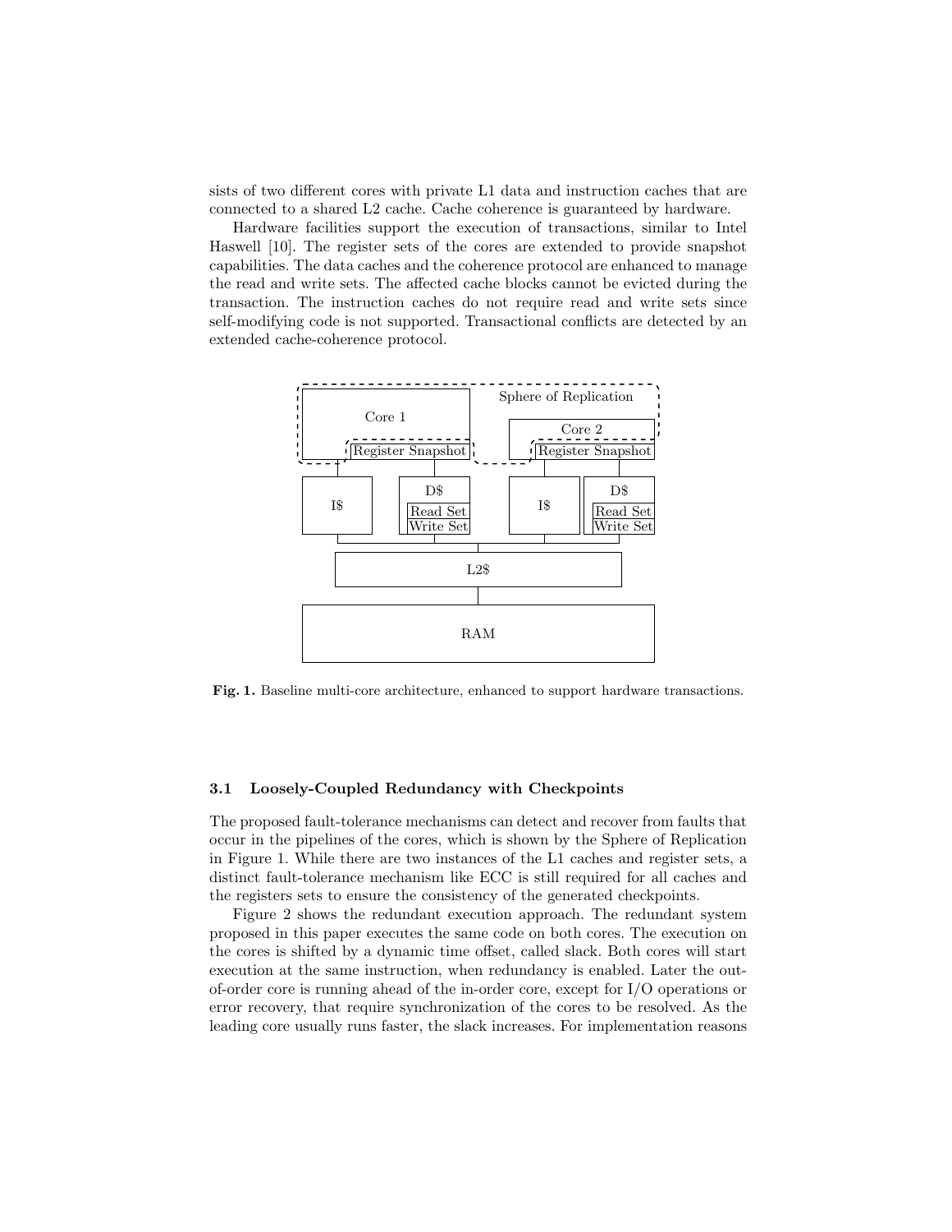sists of two different cores with private L1 data and instruction caches that are connected to a shared L2 cache. Cache coherence is guaranteed by hardware.

Hardware facilities support the execution of transactions, similar to Intel Haswell [10]. The register sets of the cores are extended to provide snapshot capabilities. The data caches and the coherence protocol are enhanced to manage the read and write sets. The affected cache blocks cannot be evicted during the transaction. The instruction caches do not require read and write sets since self-modifying code is not supported. Transactional conflicts are detected by an extended cache-coherence protocol.

**Fig. 1.** Baseline multi-core architecture, enhanced to support hardware transactions.

### 3.1 Loosely-Coupled Redundancy with Checkpoints

The proposed fault-tolerance mechanisms can detect and recover from faults that occur in the pipelines of the cores, which is shown by the Sphere of Replication in Figure 1. While there are two instances of the L1 caches and register sets, a distinct fault-tolerance mechanism like ECC is still required for all caches and the registers sets to ensure the consistency of the generated checkpoints.

Figure 2 shows the redundant execution approach. The redundant system proposed in this paper executes the same code on both cores. The execution on the cores is shifted by a dynamic time offset, called slack. Both cores will start execution at the same instruction, when redundancy is enabled. Later the out-of-order core is running ahead of the in-order core, except for I/O operations or error recovery, that require synchronization of the cores to be resolved. As the leading core usually runs faster, the slack increases. For implementation reasons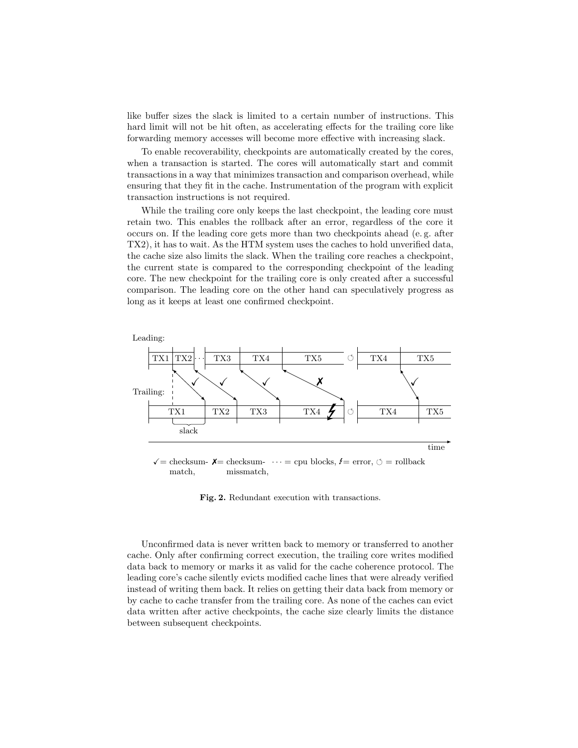like buffer sizes the slack is limited to a certain number of instructions. This hard limit will not be hit often, as accelerating effects for the trailing core like forwarding memory accesses will become more effective with increasing slack.

To enable recoverability, checkpoints are automatically created by the cores, when a transaction is started. The cores will automatically start and commit transactions in a way that minimizes transaction and comparison overhead, while ensuring that they fit in the cache. Instrumentation of the program with explicit transaction instructions is not required.

While the trailing core only keeps the last checkpoint, the leading core must retain two. This enables the rollback after an error, regardless of the core it occurs on. If the leading core gets more than two checkpoints ahead (e. g. after TX2), it has to wait. As the HTM system uses the caches to hold unverified data, the cache size also limits the slack. When the trailing core reaches a checkpoint, the current state is compared to the corresponding checkpoint of the leading core. The new checkpoint for the trailing core is only created after a successful comparison. The leading core on the other hand can speculatively progress as long as it keeps at least one confirmed checkpoint.

Leading: TX1 | TX2 | ··· | TX3 | TX4 | TX5 | ⟲ | TX4 | TX5

Trailing: TX1 | TX2 | TX3 | TX4 ϟ | ⟲ | TX4 | TX5

slack

time

✓= checksum-match, ✗= checksum-missmatch, ··· = cpu blocks, ϟ= error, ⟲ = rollback

**Fig. 2.** Redundant execution with transactions.

Unconfirmed data is never written back to memory or transferred to another cache. Only after confirming correct execution, the trailing core writes modified data back to memory or marks it as valid for the cache coherence protocol. The leading core's cache silently evicts modified cache lines that were already verified instead of writing them back. It relies on getting their data back from memory or by cache to cache transfer from the trailing core. As none of the caches can evict data written after active checkpoints, the cache size clearly limits the distance between subsequent checkpoints.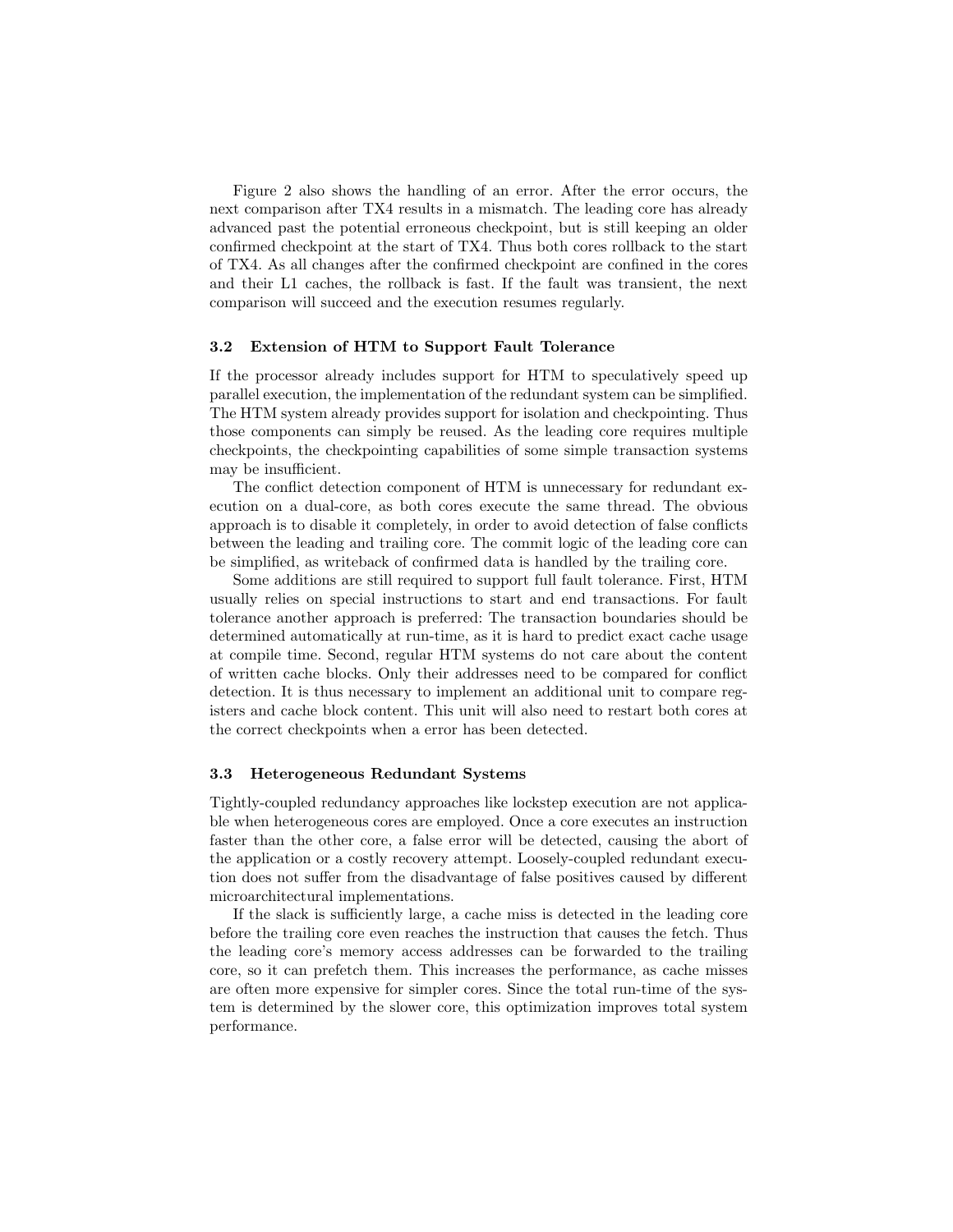Figure 2 also shows the handling of an error. After the error occurs, the next comparison after TX4 results in a mismatch. The leading core has already advanced past the potential erroneous checkpoint, but is still keeping an older confirmed checkpoint at the start of TX4. Thus both cores rollback to the start of TX4. As all changes after the confirmed checkpoint are confined in the cores and their L1 caches, the rollback is fast. If the fault was transient, the next comparison will succeed and the execution resumes regularly.

### 3.2 Extension of HTM to Support Fault Tolerance

If the processor already includes support for HTM to speculatively speed up parallel execution, the implementation of the redundant system can be simplified. The HTM system already provides support for isolation and checkpointing. Thus those components can simply be reused. As the leading core requires multiple checkpoints, the checkpointing capabilities of some simple transaction systems may be insufficient.

The conflict detection component of HTM is unnecessary for redundant execution on a dual-core, as both cores execute the same thread. The obvious approach is to disable it completely, in order to avoid detection of false conflicts between the leading and trailing core. The commit logic of the leading core can be simplified, as writeback of confirmed data is handled by the trailing core.

Some additions are still required to support full fault tolerance. First, HTM usually relies on special instructions to start and end transactions. For fault tolerance another approach is preferred: The transaction boundaries should be determined automatically at run-time, as it is hard to predict exact cache usage at compile time. Second, regular HTM systems do not care about the content of written cache blocks. Only their addresses need to be compared for conflict detection. It is thus necessary to implement an additional unit to compare registers and cache block content. This unit will also need to restart both cores at the correct checkpoints when a error has been detected.

### 3.3 Heterogeneous Redundant Systems

Tightly-coupled redundancy approaches like lockstep execution are not applicable when heterogeneous cores are employed. Once a core executes an instruction faster than the other core, a false error will be detected, causing the abort of the application or a costly recovery attempt. Loosely-coupled redundant execution does not suffer from the disadvantage of false positives caused by different microarchitectural implementations.

If the slack is sufficiently large, a cache miss is detected in the leading core before the trailing core even reaches the instruction that causes the fetch. Thus the leading core's memory access addresses can be forwarded to the trailing core, so it can prefetch them. This increases the performance, as cache misses are often more expensive for simpler cores. Since the total run-time of the system is determined by the slower core, this optimization improves total system performance.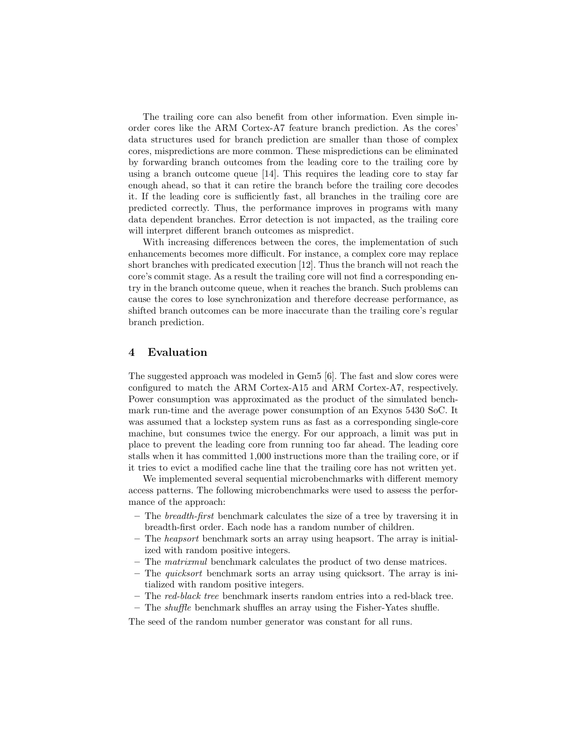The trailing core can also benefit from other information. Even simple in-order cores like the ARM Cortex-A7 feature branch prediction. As the cores' data structures used for branch prediction are smaller than those of complex cores, mispredictions are more common. These mispredictions can be eliminated by forwarding branch outcomes from the leading core to the trailing core by using a branch outcome queue [14]. This requires the leading core to stay far enough ahead, so that it can retire the branch before the trailing core decodes it. If the leading core is sufficiently fast, all branches in the trailing core are predicted correctly. Thus, the performance improves in programs with many data dependent branches. Error detection is not impacted, as the trailing core will interpret different branch outcomes as mispredict.

With increasing differences between the cores, the implementation of such enhancements becomes more difficult. For instance, a complex core may replace short branches with predicated execution [12]. Thus the branch will not reach the core's commit stage. As a result the trailing core will not find a corresponding entry in the branch outcome queue, when it reaches the branch. Such problems can cause the cores to lose synchronization and therefore decrease performance, as shifted branch outcomes can be more inaccurate than the trailing core's regular branch prediction.

## 4 Evaluation

The suggested approach was modeled in Gem5 [6]. The fast and slow cores were configured to match the ARM Cortex-A15 and ARM Cortex-A7, respectively. Power consumption was approximated as the product of the simulated benchmark run-time and the average power consumption of an Exynos 5430 SoC. It was assumed that a lockstep system runs as fast as a corresponding single-core machine, but consumes twice the energy. For our approach, a limit was put in place to prevent the leading core from running too far ahead. The leading core stalls when it has committed 1,000 instructions more than the trailing core, or if it tries to evict a modified cache line that the trailing core has not written yet.

We implemented several sequential microbenchmarks with different memory access patterns. The following microbenchmarks were used to assess the performance of the approach:

- The *breadth-first* benchmark calculates the size of a tree by traversing it in breadth-first order. Each node has a random number of children.
- The *heapsort* benchmark sorts an array using heapsort. The array is initialized with random positive integers.
- The *matrixmul* benchmark calculates the product of two dense matrices.
- The *quicksort* benchmark sorts an array using quicksort. The array is initialized with random positive integers.
- The *red-black tree* benchmark inserts random entries into a red-black tree.
- The *shuffle* benchmark shuffles an array using the Fisher-Yates shuffle.

The seed of the random number generator was constant for all runs.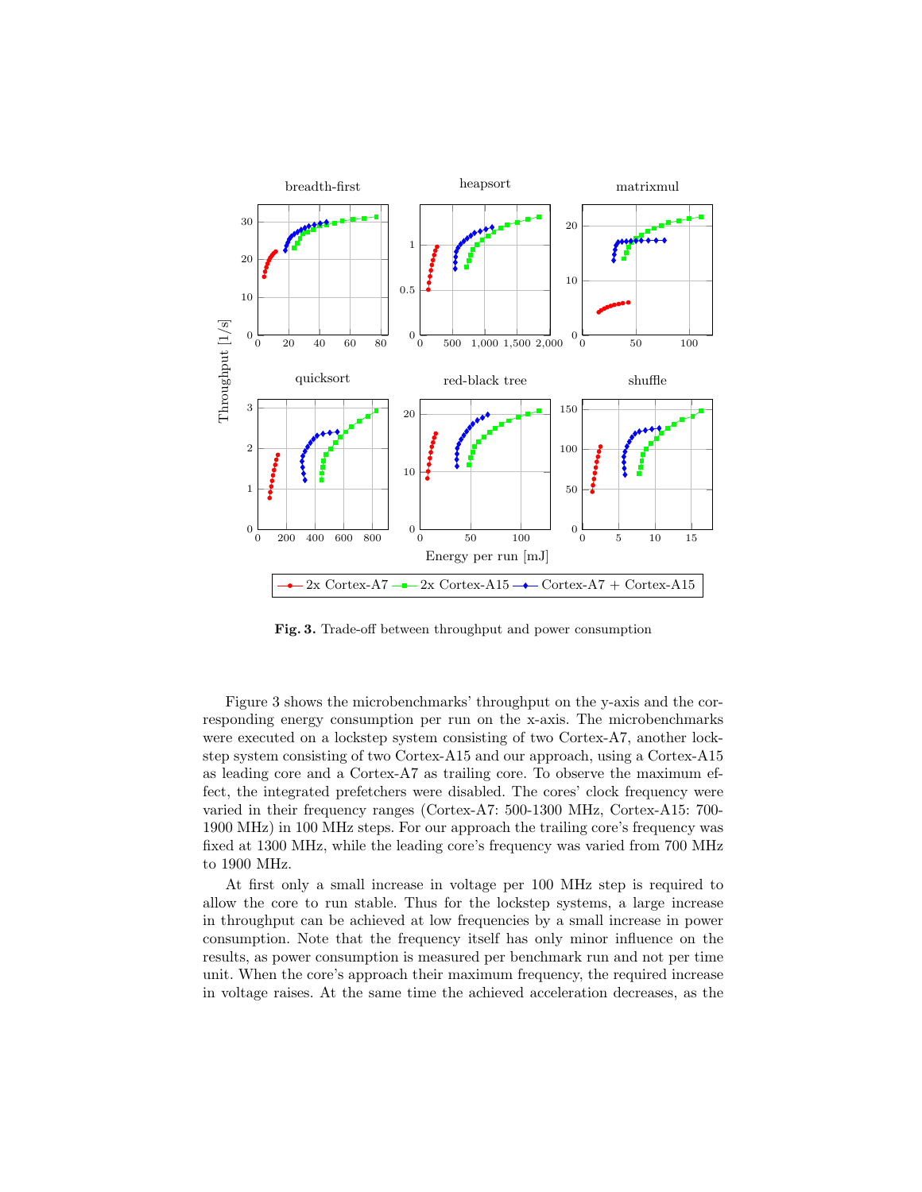**Fig. 3.** Trade-off between throughput and power consumption

Figure 3 shows the microbenchmarks' throughput on the y-axis and the corresponding energy consumption per run on the x-axis. The microbenchmarks were executed on a lockstep system consisting of two Cortex-A7, another lockstep system consisting of two Cortex-A15 and our approach, using a Cortex-A15 as leading core and a Cortex-A7 as trailing core. To observe the maximum effect, the integrated prefetchers were disabled. The cores' clock frequency were varied in their frequency ranges (Cortex-A7: 500-1300 MHz, Cortex-A15: 700-1900 MHz) in 100 MHz steps. For our approach the trailing core's frequency was fixed at 1300 MHz, while the leading core's frequency was varied from 700 MHz to 1900 MHz.

At first only a small increase in voltage per 100 MHz step is required to allow the core to run stable. Thus for the lockstep systems, a large increase in throughput can be achieved at low frequencies by a small increase in power consumption. Note that the frequency itself has only minor influence on the results, as power consumption is measured per benchmark run and not per time unit. When the core's approach their maximum frequency, the required increase in voltage raises. At the same time the achieved acceleration decreases, as the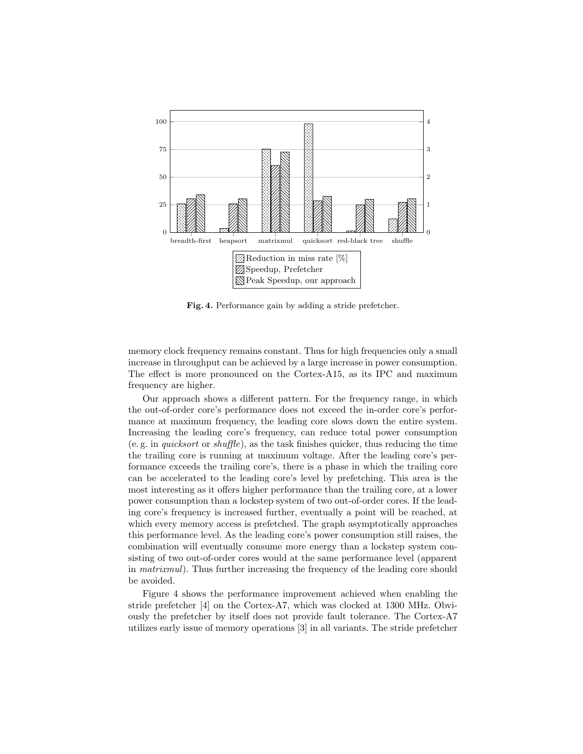**Fig. 4.** Performance gain by adding a stride prefetcher.

memory clock frequency remains constant. Thus for high frequencies only a small increase in throughput can be achieved by a large increase in power consumption. The effect is more pronounced on the Cortex-A15, as its IPC and maximum frequency are higher.

Our approach shows a different pattern. For the frequency range, in which the out-of-order core's performance does not exceed the in-order core's performance at maximum frequency, the leading core slows down the entire system. Increasing the leading core's frequency, can reduce total power consumption (e. g. in *quicksort* or *shuffle*), as the task finishes quicker, thus reducing the time the trailing core is running at maximum voltage. After the leading core's performance exceeds the trailing core's, there is a phase in which the trailing core can be accelerated to the leading core's level by prefetching. This area is the most interesting as it offers higher performance than the trailing core, at a lower power consumption than a lockstep system of two out-of-order cores. If the leading core's frequency is increased further, eventually a point will be reached, at which every memory access is prefetched. The graph asymptotically approaches this performance level. As the leading core's power consumption still raises, the combination will eventually consume more energy than a lockstep system consisting of two out-of-order cores would at the same performance level (apparent in *matrixmul*). Thus further increasing the frequency of the leading core should be avoided.

Figure 4 shows the performance improvement achieved when enabling the stride prefetcher [4] on the Cortex-A7, which was clocked at 1300 MHz. Obviously the prefetcher by itself does not provide fault tolerance. The Cortex-A7 utilizes early issue of memory operations [3] in all variants. The stride prefetcher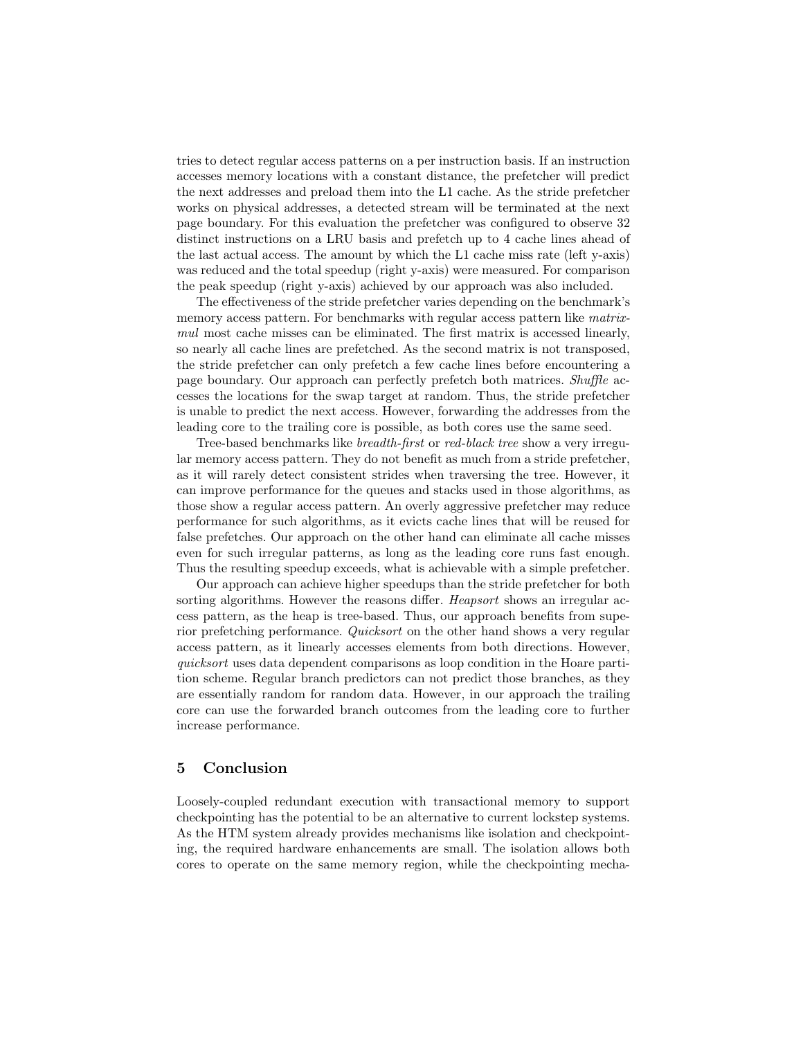tries to detect regular access patterns on a per instruction basis. If an instruction accesses memory locations with a constant distance, the prefetcher will predict the next addresses and preload them into the L1 cache. As the stride prefetcher works on physical addresses, a detected stream will be terminated at the next page boundary. For this evaluation the prefetcher was configured to observe 32 distinct instructions on a LRU basis and prefetch up to 4 cache lines ahead of the last actual access. The amount by which the L1 cache miss rate (left y-axis) was reduced and the total speedup (right y-axis) were measured. For comparison the peak speedup (right y-axis) achieved by our approach was also included.

The effectiveness of the stride prefetcher varies depending on the benchmark's memory access pattern. For benchmarks with regular access pattern like *matrix-mul* most cache misses can be eliminated. The first matrix is accessed linearly, so nearly all cache lines are prefetched. As the second matrix is not transposed, the stride prefetcher can only prefetch a few cache lines before encountering a page boundary. Our approach can perfectly prefetch both matrices. *Shuffle* accesses the locations for the swap target at random. Thus, the stride prefetcher is unable to predict the next access. However, forwarding the addresses from the leading core to the trailing core is possible, as both cores use the same seed.

Tree-based benchmarks like *breadth-first* or *red-black tree* show a very irregular memory access pattern. They do not benefit as much from a stride prefetcher, as it will rarely detect consistent strides when traversing the tree. However, it can improve performance for the queues and stacks used in those algorithms, as those show a regular access pattern. An overly aggressive prefetcher may reduce performance for such algorithms, as it evicts cache lines that will be reused for false prefetches. Our approach on the other hand can eliminate all cache misses even for such irregular patterns, as long as the leading core runs fast enough. Thus the resulting speedup exceeds, what is achievable with a simple prefetcher.

Our approach can achieve higher speedups than the stride prefetcher for both sorting algorithms. However the reasons differ. *Heapsort* shows an irregular access pattern, as the heap is tree-based. Thus, our approach benefits from superior prefetching performance. *Quicksort* on the other hand shows a very regular access pattern, as it linearly accesses elements from both directions. However, *quicksort* uses data dependent comparisons as loop condition in the Hoare partition scheme. Regular branch predictors can not predict those branches, as they are essentially random for random data. However, in our approach the trailing core can use the forwarded branch outcomes from the leading core to further increase performance.

## 5 Conclusion

Loosely-coupled redundant execution with transactional memory to support checkpointing has the potential to be an alternative to current lockstep systems. As the HTM system already provides mechanisms like isolation and checkpointing, the required hardware enhancements are small. The isolation allows both cores to operate on the same memory region, while the checkpointing mecha-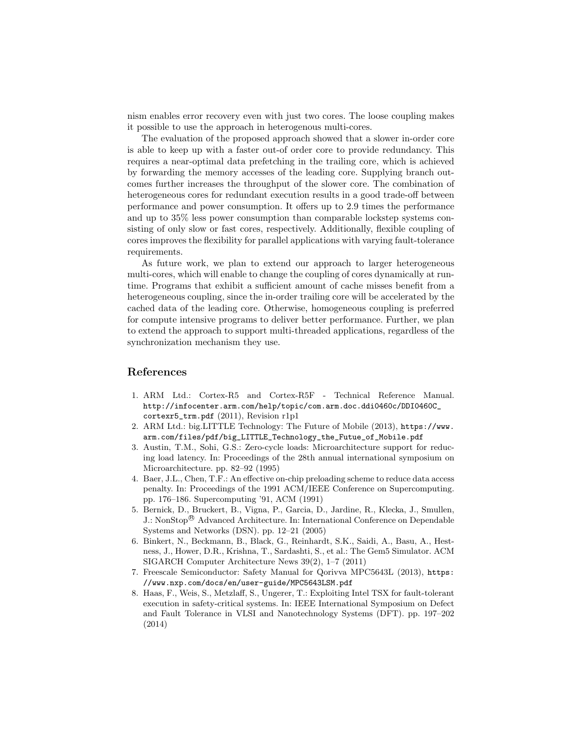nism enables error recovery even with just two cores. The loose coupling makes it possible to use the approach in heterogenous multi-cores.

The evaluation of the proposed approach showed that a slower in-order core is able to keep up with a faster out-of order core to provide redundancy. This requires a near-optimal data prefetching in the trailing core, which is achieved by forwarding the memory accesses of the leading core. Supplying branch outcomes further increases the throughput of the slower core. The combination of heterogeneous cores for redundant execution results in a good trade-off between performance and power consumption. It offers up to 2.9 times the performance and up to 35% less power consumption than comparable lockstep systems consisting of only slow or fast cores, respectively. Additionally, flexible coupling of cores improves the flexibility for parallel applications with varying fault-tolerance requirements.

As future work, we plan to extend our approach to larger heterogeneous multi-cores, which will enable to change the coupling of cores dynamically at runtime. Programs that exhibit a sufficient amount of cache misses benefit from a heterogeneous coupling, since the in-order trailing core will be accelerated by the cached data of the leading core. Otherwise, homogeneous coupling is preferred for compute intensive programs to deliver better performance. Further, we plan to extend the approach to support multi-threaded applications, regardless of the synchronization mechanism they use.

## References

1. ARM Ltd.: Cortex-R5 and Cortex-R5F - Technical Reference Manual. http://infocenter.arm.com/help/topic/com.arm.doc.ddi0460c/DDI0460C_cortexr5_trm.pdf (2011), Revision r1p1
2. ARM Ltd.: big.LITTLE Technology: The Future of Mobile (2013), https://www.arm.com/files/pdf/big_LITTLE_Technology_the_Futue_of_Mobile.pdf
3. Austin, T.M., Sohi, G.S.: Zero-cycle loads: Microarchitecture support for reducing load latency. In: Proceedings of the 28th annual international symposium on Microarchitecture. pp. 82–92 (1995)
4. Baer, J.L., Chen, T.F.: An effective on-chip preloading scheme to reduce data access penalty. In: Proceedings of the 1991 ACM/IEEE Conference on Supercomputing. pp. 176–186. Supercomputing '91, ACM (1991)
5. Bernick, D., Bruckert, B., Vigna, P., Garcia, D., Jardine, R., Klecka, J., Smullen, J.: NonStop® Advanced Architecture. In: International Conference on Dependable Systems and Networks (DSN). pp. 12–21 (2005)
6. Binkert, N., Beckmann, B., Black, G., Reinhardt, S.K., Saidi, A., Basu, A., Hestness, J., Hower, D.R., Krishna, T., Sardashti, S., et al.: The Gem5 Simulator. ACM SIGARCH Computer Architecture News 39(2), 1–7 (2011)
7. Freescale Semiconductor: Safety Manual for Qorivva MPC5643L (2013), https://www.nxp.com/docs/en/user-guide/MPC5643LSM.pdf
8. Haas, F., Weis, S., Metzlaff, S., Ungerer, T.: Exploiting Intel TSX for fault-tolerant execution in safety-critical systems. In: IEEE International Symposium on Defect and Fault Tolerance in VLSI and Nanotechnology Systems (DFT). pp. 197–202 (2014)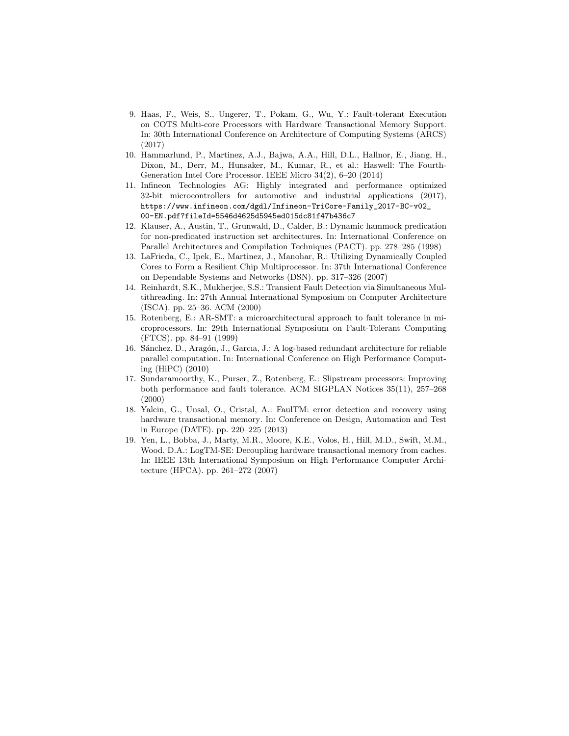9. Haas, F., Weis, S., Ungerer, T., Pokam, G., Wu, Y.: Fault-tolerant Execution on COTS Multi-core Processors with Hardware Transactional Memory Support. In: 30th International Conference on Architecture of Computing Systems (ARCS) (2017)
10. Hammarlund, P., Martinez, A.J., Bajwa, A.A., Hill, D.L., Hallnor, E., Jiang, H., Dixon, M., Derr, M., Hunsaker, M., Kumar, R., et al.: Haswell: The Fourth-Generation Intel Core Processor. IEEE Micro 34(2), 6–20 (2014)
11. Infineon Technologies AG: Highly integrated and performance optimized 32-bit microcontrollers for automotive and industrial applications (2017), https://www.infineon.com/dgdl/Infineon-TriCore-Family_2017-BC-v02_00-EN.pdf?fileId=5546d4625d5945ed015dc81f47b436c7
12. Klauser, A., Austin, T., Grunwald, D., Calder, B.: Dynamic hammock predication for non-predicated instruction set architectures. In: International Conference on Parallel Architectures and Compilation Techniques (PACT). pp. 278–285 (1998)
13. LaFrieda, C., Ipek, E., Martinez, J., Manohar, R.: Utilizing Dynamically Coupled Cores to Form a Resilient Chip Multiprocessor. In: 37th International Conference on Dependable Systems and Networks (DSN). pp. 317–326 (2007)
14. Reinhardt, S.K., Mukherjee, S.S.: Transient Fault Detection via Simultaneous Multithreading. In: 27th Annual International Symposium on Computer Architecture (ISCA). pp. 25–36. ACM (2000)
15. Rotenberg, E.: AR-SMT: a microarchitectural approach to fault tolerance in microprocessors. In: 29th International Symposium on Fault-Tolerant Computing (FTCS). pp. 84–91 (1999)
16. Sánchez, D., Aragón, J., Garcıa, J.: A log-based redundant architecture for reliable parallel computation. In: International Conference on High Performance Computing (HiPC) (2010)
17. Sundaramoorthy, K., Purser, Z., Rotenberg, E.: Slipstream processors: Improving both performance and fault tolerance. ACM SIGPLAN Notices 35(11), 257–268 (2000)
18. Yalcin, G., Unsal, O., Cristal, A.: FaulTM: error detection and recovery using hardware transactional memory. In: Conference on Design, Automation and Test in Europe (DATE). pp. 220–225 (2013)
19. Yen, L., Bobba, J., Marty, M.R., Moore, K.E., Volos, H., Hill, M.D., Swift, M.M., Wood, D.A.: LogTM-SE: Decoupling hardware transactional memory from caches. In: IEEE 13th International Symposium on High Performance Computer Architecture (HPCA). pp. 261–272 (2007)